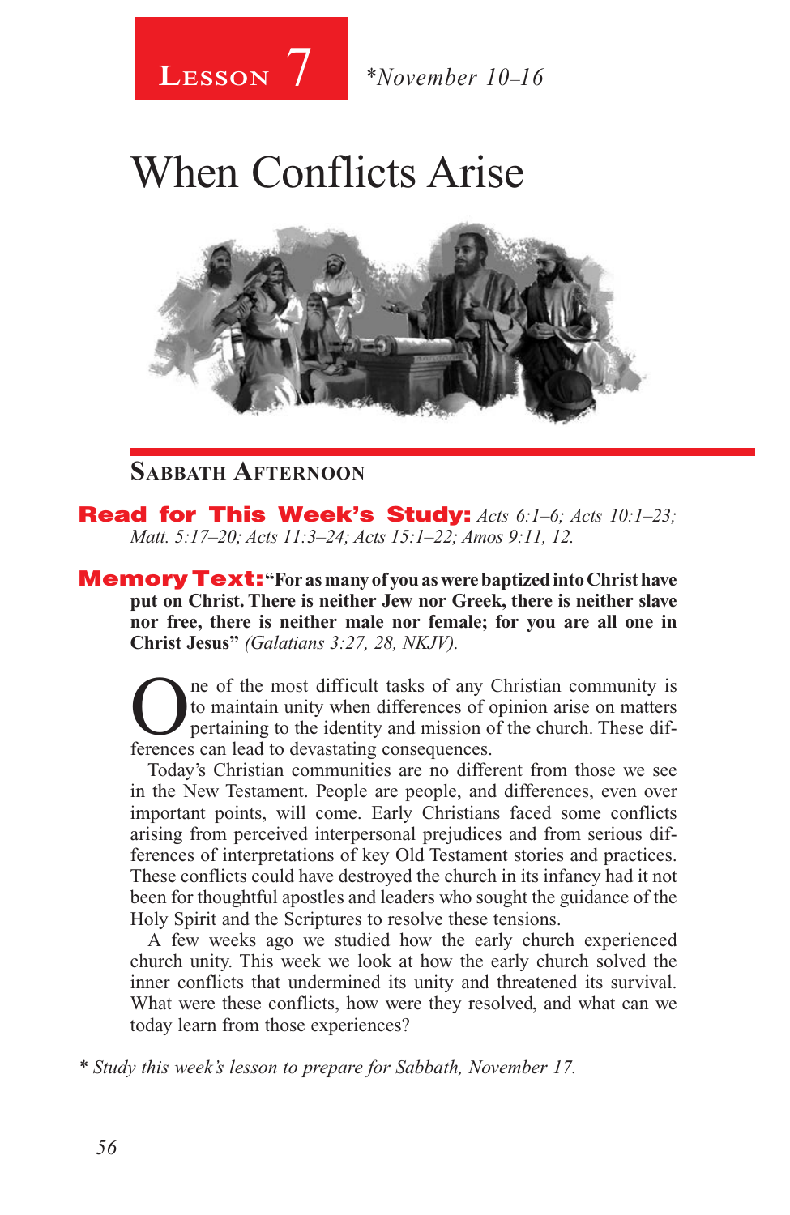# Lesson 7 *November 10–16

# When Conflicts Arise

## Sabbath Afternoon

**Read for This Week's Study:** *Acts 6:1–6; Acts 10:1–23; Matt. 5:17–20; Acts 11:3–24; Acts 15:1–22; Amos 9:11, 12.*

**Memory Text:** **"For as many of you as were baptized into Christ have put on Christ. There is neither Jew nor Greek, there is neither slave nor free, there is neither male nor female; for you are all one in Christ Jesus"** *(Galatians 3:27, 28, NKJV).*

One of the most difficult tasks of any Christian community is to maintain unity when differences of opinion arise on matters pertaining to the identity and mission of the church. These differences can lead to devastating consequences.

Today's Christian communities are no different from those we see in the New Testament. People are people, and differences, even over important points, will come. Early Christians faced some conflicts arising from perceived interpersonal prejudices and from serious differences of interpretations of key Old Testament stories and practices. These conflicts could have destroyed the church in its infancy had it not been for thoughtful apostles and leaders who sought the guidance of the Holy Spirit and the Scriptures to resolve these tensions.

A few weeks ago we studied how the early church experienced church unity. This week we look at how the early church solved the inner conflicts that undermined its unity and threatened its survival. What were these conflicts, how were they resolved, and what can we today learn from those experiences?

*\* Study this week's lesson to prepare for Sabbath, November 17.*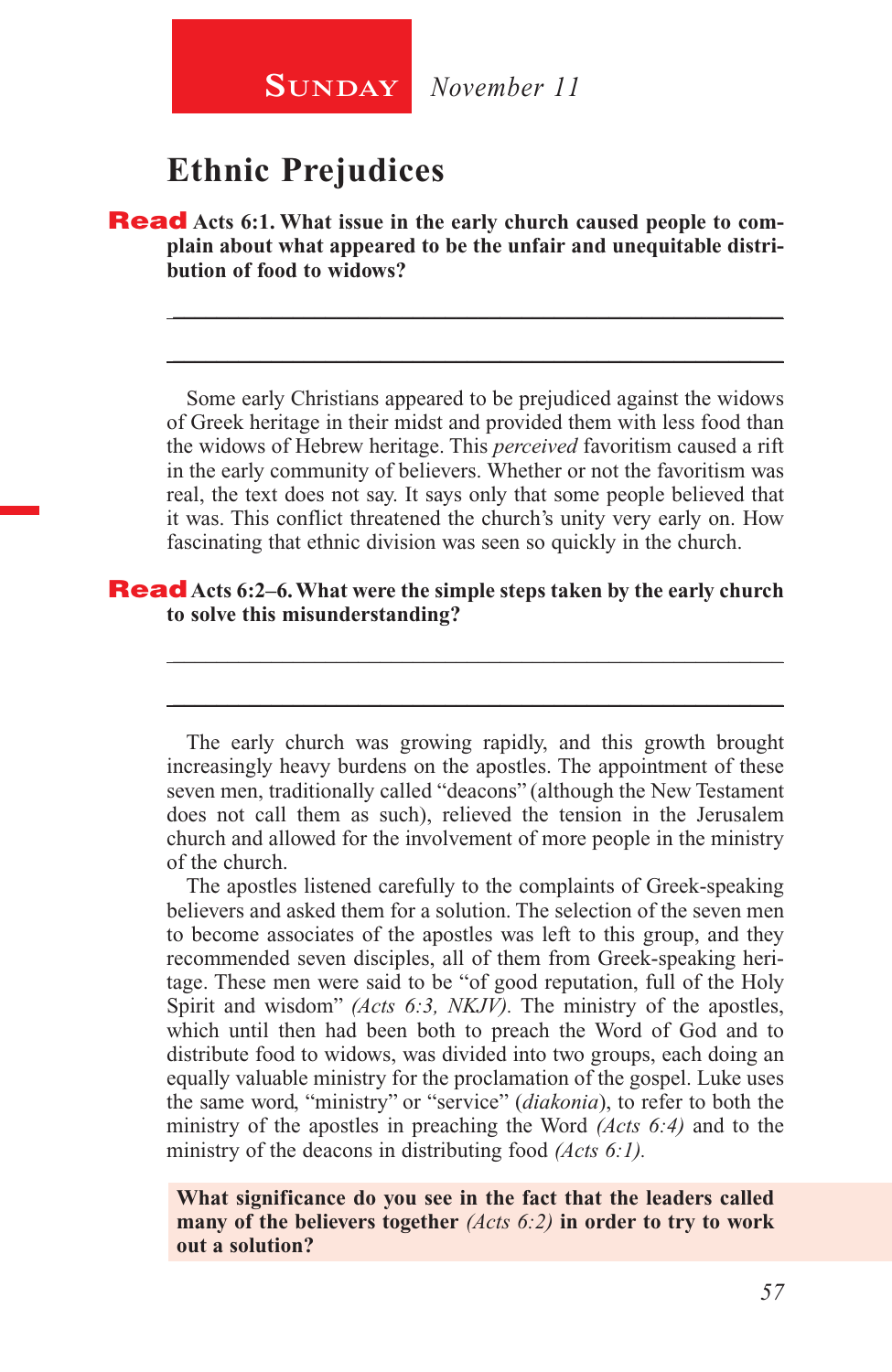**Sunday** *November 11*

# Ethnic Prejudices

**Read Acts 6:1. What issue in the early church caused people to complain about what appeared to be the unfair and unequitable distribution of food to widows?**

_______________________________________________

_______________________________________________

Some early Christians appeared to be prejudiced against the widows of Greek heritage in their midst and provided them with less food than the widows of Hebrew heritage. This *perceived* favoritism caused a rift in the early community of believers. Whether or not the favoritism was real, the text does not say. It says only that some people believed that it was. This conflict threatened the church's unity very early on. How fascinating that ethnic division was seen so quickly in the church.

**Read Acts 6:2–6. What were the simple steps taken by the early church to solve this misunderstanding?**

_______________________________________________

_______________________________________________

The early church was growing rapidly, and this growth brought increasingly heavy burdens on the apostles. The appointment of these seven men, traditionally called "deacons" (although the New Testament does not call them as such), relieved the tension in the Jerusalem church and allowed for the involvement of more people in the ministry of the church.

The apostles listened carefully to the complaints of Greek-speaking believers and asked them for a solution. The selection of the seven men to become associates of the apostles was left to this group, and they recommended seven disciples, all of them from Greek-speaking heritage. These men were said to be "of good reputation, full of the Holy Spirit and wisdom" *(Acts 6:3, NKJV)*. The ministry of the apostles, which until then had been both to preach the Word of God and to distribute food to widows, was divided into two groups, each doing an equally valuable ministry for the proclamation of the gospel. Luke uses the same word, "ministry" or "service" (*diakonia*), to refer to both the ministry of the apostles in preaching the Word *(Acts 6:4)* and to the ministry of the deacons in distributing food *(Acts 6:1)*.

**What significance do you see in the fact that the leaders called many of the believers together** *(Acts 6:2)* **in order to try to work out a solution?**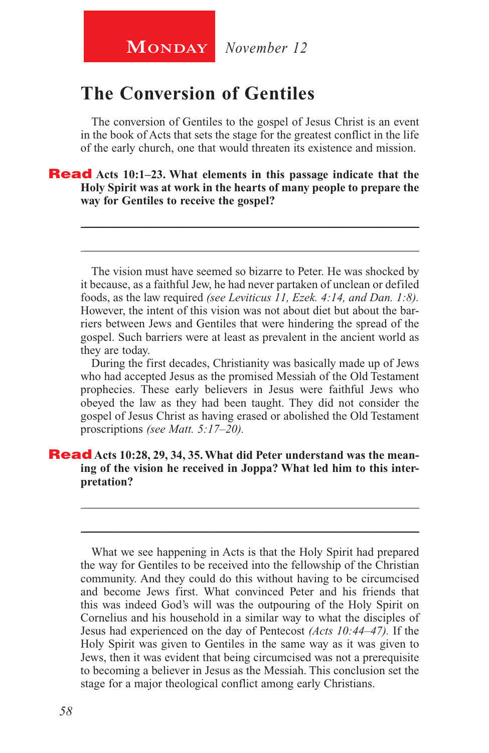**Monday** *November 12*

## The Conversion of Gentiles

The conversion of Gentiles to the gospel of Jesus Christ is an event in the book of Acts that sets the stage for the greatest conflict in the life of the early church, one that would threaten its existence and mission.

**Read Acts 10:1–23. What elements in this passage indicate that the Holy Spirit was at work in the hearts of many people to prepare the way for Gentiles to receive the gospel?**

_______________________________________________

_______________________________________________

The vision must have seemed so bizarre to Peter. He was shocked by it because, as a faithful Jew, he had never partaken of unclean or defiled foods, as the law required *(see Leviticus 11, Ezek. 4:14, and Dan. 1:8).* However, the intent of this vision was not about diet but about the barriers between Jews and Gentiles that were hindering the spread of the gospel. Such barriers were at least as prevalent in the ancient world as they are today.

During the first decades, Christianity was basically made up of Jews who had accepted Jesus as the promised Messiah of the Old Testament prophecies. These early believers in Jesus were faithful Jews who obeyed the law as they had been taught. They did not consider the gospel of Jesus Christ as having erased or abolished the Old Testament proscriptions *(see Matt. 5:17–20).*

**Read Acts 10:28, 29, 34, 35. What did Peter understand was the meaning of the vision he received in Joppa? What led him to this interpretation?**

_______________________________________________

_______________________________________________

What we see happening in Acts is that the Holy Spirit had prepared the way for Gentiles to be received into the fellowship of the Christian community. And they could do this without having to be circumcised and become Jews first. What convinced Peter and his friends that this was indeed God's will was the outpouring of the Holy Spirit on Cornelius and his household in a similar way to what the disciples of Jesus had experienced on the day of Pentecost *(Acts 10:44–47).* If the Holy Spirit was given to Gentiles in the same way as it was given to Jews, then it was evident that being circumcised was not a prerequisite to becoming a believer in Jesus as the Messiah. This conclusion set the stage for a major theological conflict among early Christians.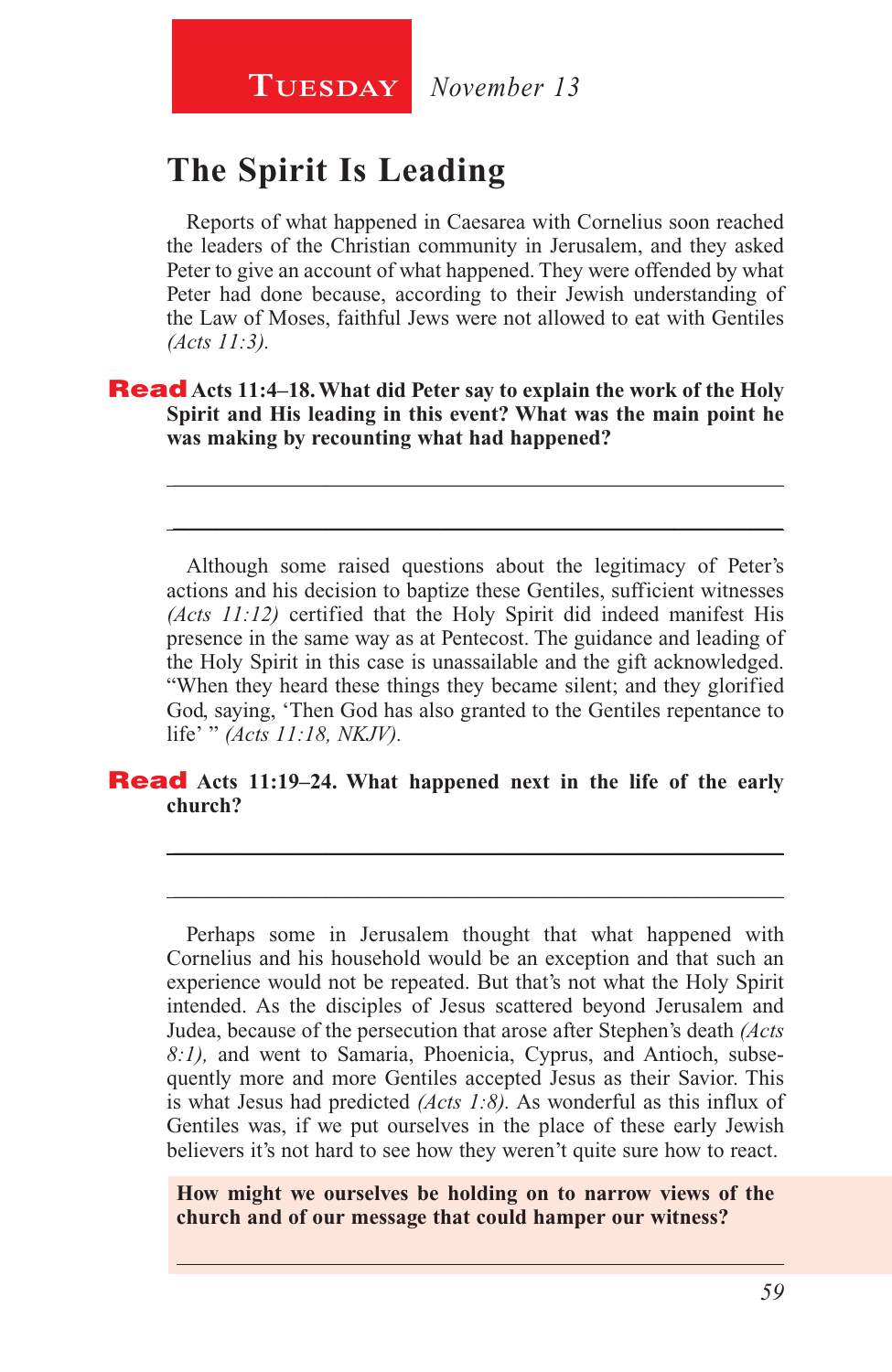**Tuesday** *November 13*

# The Spirit Is Leading

Reports of what happened in Caesarea with Cornelius soon reached the leaders of the Christian community in Jerusalem, and they asked Peter to give an account of what happened. They were offended by what Peter had done because, according to their Jewish understanding of the Law of Moses, faithful Jews were not allowed to eat with Gentiles *(Acts 11:3).*

**Read Acts 11:4–18. What did Peter say to explain the work of the Holy Spirit and His leading in this event? What was the main point he was making by recounting what had happened?**

______________________________________________________________

______________________________________________________________

Although some raised questions about the legitimacy of Peter's actions and his decision to baptize these Gentiles, sufficient witnesses *(Acts 11:12)* certified that the Holy Spirit did indeed manifest His presence in the same way as at Pentecost. The guidance and leading of the Holy Spirit in this case is unassailable and the gift acknowledged. "When they heard these things they became silent; and they glorified God, saying, 'Then God has also granted to the Gentiles repentance to life' " *(Acts 11:18, NKJV).*

**Read Acts 11:19–24. What happened next in the life of the early church?**

______________________________________________________________

______________________________________________________________

Perhaps some in Jerusalem thought that what happened with Cornelius and his household would be an exception and that such an experience would not be repeated. But that's not what the Holy Spirit intended. As the disciples of Jesus scattered beyond Jerusalem and Judea, because of the persecution that arose after Stephen's death *(Acts 8:1),* and went to Samaria, Phoenicia, Cyprus, and Antioch, subsequently more and more Gentiles accepted Jesus as their Savior. This is what Jesus had predicted *(Acts 1:8).* As wonderful as this influx of Gentiles was, if we put ourselves in the place of these early Jewish believers it's not hard to see how they weren't quite sure how to react.

**How might we ourselves be holding on to narrow views of the church and of our message that could hamper our witness?**

______________________________________________________________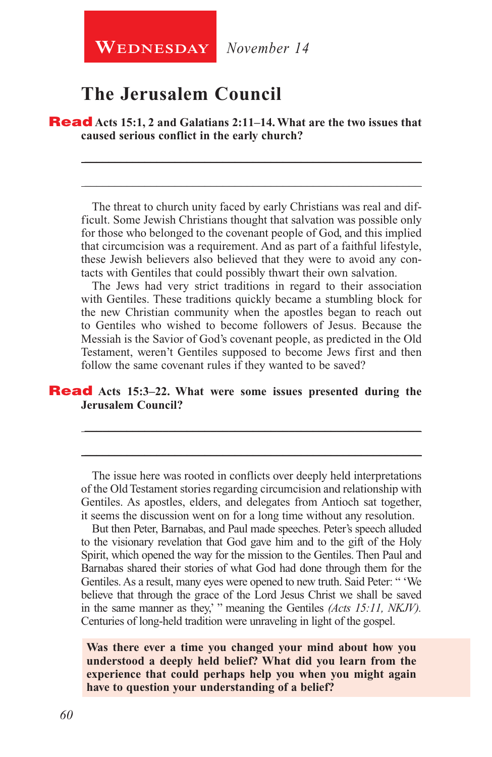**Wednesday** *November 14*

## The Jerusalem Council

**Read Acts 15:1, 2 and Galatians 2:11–14. What are the two issues that caused serious conflict in the early church?**

_______________________________________________

_______________________________________________

The threat to church unity faced by early Christians was real and difficult. Some Jewish Christians thought that salvation was possible only for those who belonged to the covenant people of God, and this implied that circumcision was a requirement. And as part of a faithful lifestyle, these Jewish believers also believed that they were to avoid any contacts with Gentiles that could possibly thwart their own salvation.

The Jews had very strict traditions in regard to their association with Gentiles. These traditions quickly became a stumbling block for the new Christian community when the apostles began to reach out to Gentiles who wished to become followers of Jesus. Because the Messiah is the Savior of God's covenant people, as predicted in the Old Testament, weren't Gentiles supposed to become Jews first and then follow the same covenant rules if they wanted to be saved?

**Read Acts 15:3–22. What were some issues presented during the Jerusalem Council?**

_______________________________________________

_______________________________________________

The issue here was rooted in conflicts over deeply held interpretations of the Old Testament stories regarding circumcision and relationship with Gentiles. As apostles, elders, and delegates from Antioch sat together, it seems the discussion went on for a long time without any resolution.

But then Peter, Barnabas, and Paul made speeches. Peter's speech alluded to the visionary revelation that God gave him and to the gift of the Holy Spirit, which opened the way for the mission to the Gentiles. Then Paul and Barnabas shared their stories of what God had done through them for the Gentiles. As a result, many eyes were opened to new truth. Said Peter: " 'We believe that through the grace of the Lord Jesus Christ we shall be saved in the same manner as they,' " meaning the Gentiles *(Acts 15:11, NKJV)*. Centuries of long-held tradition were unraveling in light of the gospel.

**Was there ever a time you changed your mind about how you understood a deeply held belief? What did you learn from the experience that could perhaps help you when you might again have to question your understanding of a belief?**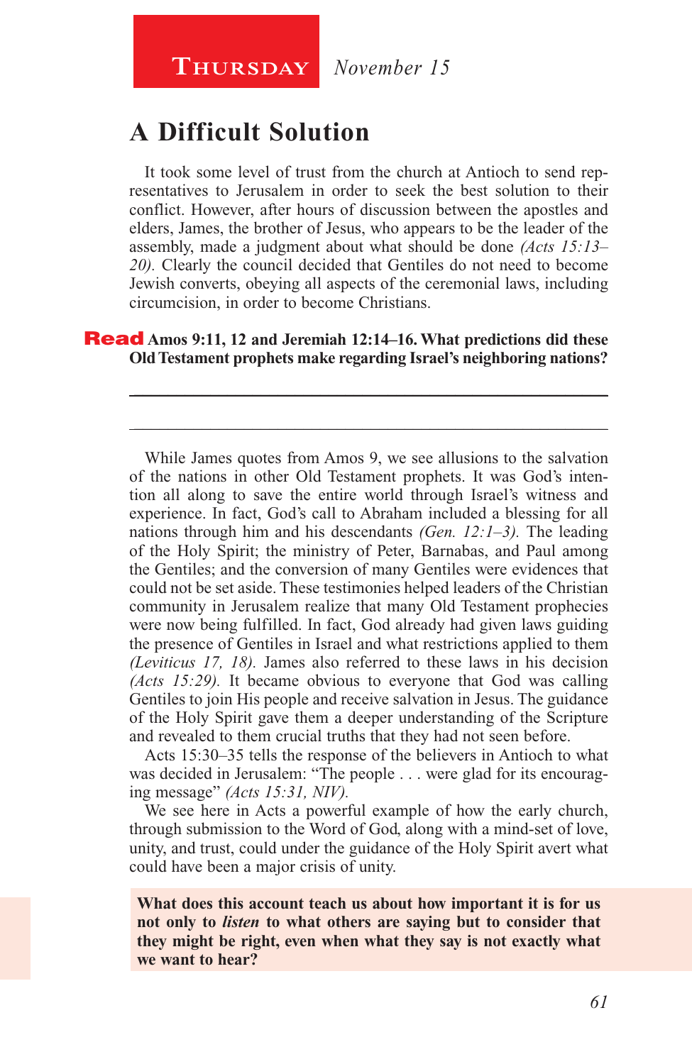**THURSDAY** *November 15*

# A Difficult Solution

It took some level of trust from the church at Antioch to send representatives to Jerusalem in order to seek the best solution to their conflict. However, after hours of discussion between the apostles and elders, James, the brother of Jesus, who appears to be the leader of the assembly, made a judgment about what should be done *(Acts 15:13–20).* Clearly the council decided that Gentiles do not need to become Jewish converts, obeying all aspects of the ceremonial laws, including circumcision, in order to become Christians.

**Read Amos 9:11, 12 and Jeremiah 12:14–16. What predictions did these Old Testament prophets make regarding Israel's neighboring nations?**

______________________________________________________________

______________________________________________________________

While James quotes from Amos 9, we see allusions to the salvation of the nations in other Old Testament prophets. It was God's intention all along to save the entire world through Israel's witness and experience. In fact, God's call to Abraham included a blessing for all nations through him and his descendants *(Gen. 12:1–3).* The leading of the Holy Spirit; the ministry of Peter, Barnabas, and Paul among the Gentiles; and the conversion of many Gentiles were evidences that could not be set aside. These testimonies helped leaders of the Christian community in Jerusalem realize that many Old Testament prophecies were now being fulfilled. In fact, God already had given laws guiding the presence of Gentiles in Israel and what restrictions applied to them *(Leviticus 17, 18).* James also referred to these laws in his decision *(Acts 15:29).* It became obvious to everyone that God was calling Gentiles to join His people and receive salvation in Jesus. The guidance of the Holy Spirit gave them a deeper understanding of the Scripture and revealed to them crucial truths that they had not seen before.

Acts 15:30–35 tells the response of the believers in Antioch to what was decided in Jerusalem: "The people . . . were glad for its encouraging message" *(Acts 15:31, NIV).*

We see here in Acts a powerful example of how the early church, through submission to the Word of God, along with a mind-set of love, unity, and trust, could under the guidance of the Holy Spirit avert what could have been a major crisis of unity.

**What does this account teach us about how important it is for us not only to *listen* to what others are saying but to consider that they might be right, even when what they say is not exactly what we want to hear?**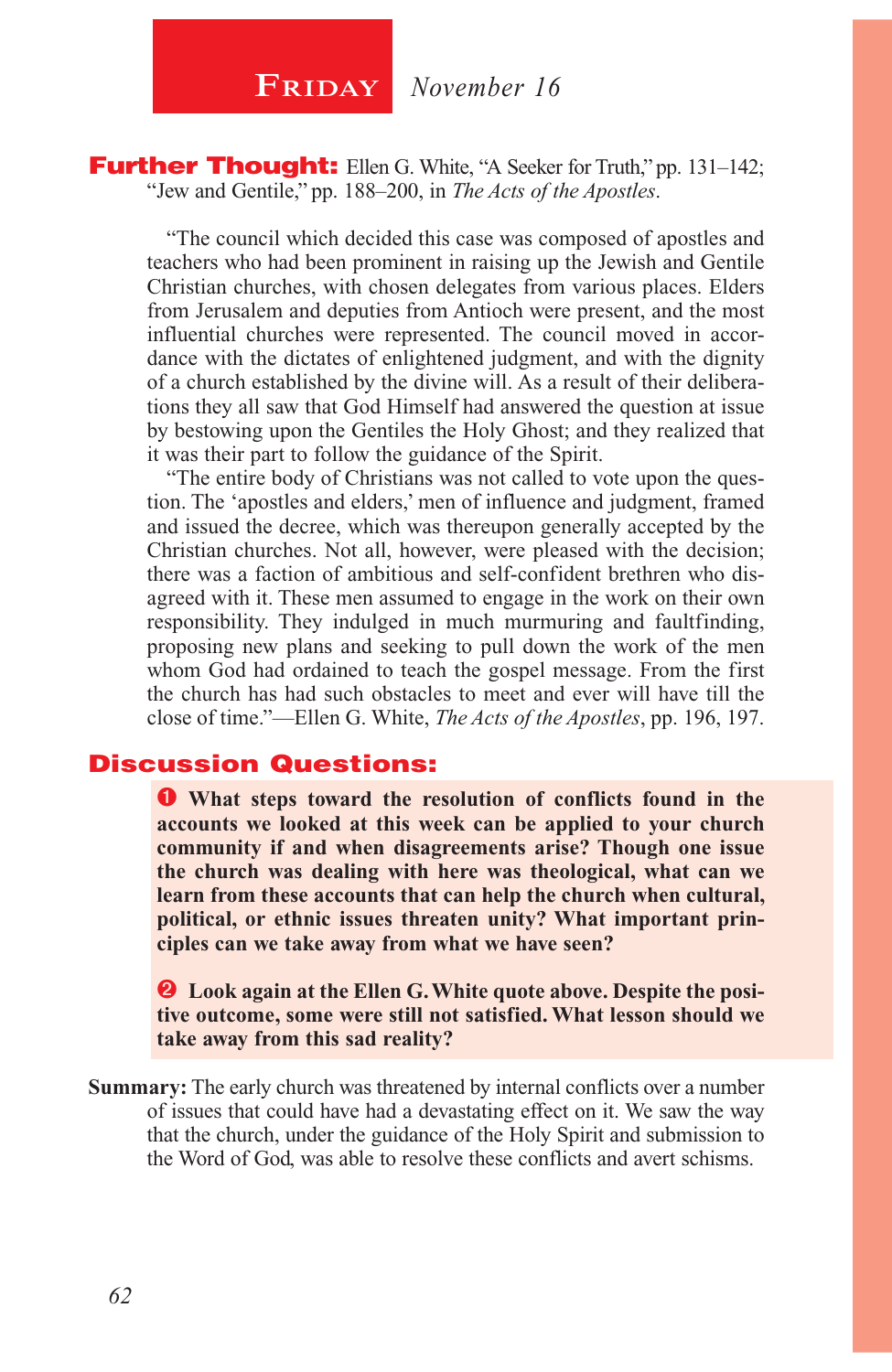# Friday *November 16*

**Further Thought:** Ellen G. White, "A Seeker for Truth," pp. 131–142; "Jew and Gentile," pp. 188–200, in *The Acts of the Apostles*.

"The council which decided this case was composed of apostles and teachers who had been prominent in raising up the Jewish and Gentile Christian churches, with chosen delegates from various places. Elders from Jerusalem and deputies from Antioch were present, and the most influential churches were represented. The council moved in accordance with the dictates of enlightened judgment, and with the dignity of a church established by the divine will. As a result of their deliberations they all saw that God Himself had answered the question at issue by bestowing upon the Gentiles the Holy Ghost; and they realized that it was their part to follow the guidance of the Spirit.

"The entire body of Christians was not called to vote upon the question. The 'apostles and elders,' men of influence and judgment, framed and issued the decree, which was thereupon generally accepted by the Christian churches. Not all, however, were pleased with the decision; there was a faction of ambitious and self-confident brethren who disagreed with it. These men assumed to engage in the work on their own responsibility. They indulged in much murmuring and faultfinding, proposing new plans and seeking to pull down the work of the men whom God had ordained to teach the gospel message. From the first the church has had such obstacles to meet and ever will have till the close of time."—Ellen G. White, *The Acts of the Apostles*, pp. 196, 197.

## Discussion Questions:

1. **What steps toward the resolution of conflicts found in the accounts we looked at this week can be applied to your church community if and when disagreements arise? Though one issue the church was dealing with here was theological, what can we learn from these accounts that can help the church when cultural, political, or ethnic issues threaten unity? What important principles can we take away from what we have seen?**

2. **Look again at the Ellen G. White quote above. Despite the positive outcome, some were still not satisfied. What lesson should we take away from this sad reality?**

**Summary:** The early church was threatened by internal conflicts over a number of issues that could have had a devastating effect on it. We saw the way that the church, under the guidance of the Holy Spirit and submission to the Word of God, was able to resolve these conflicts and avert schisms.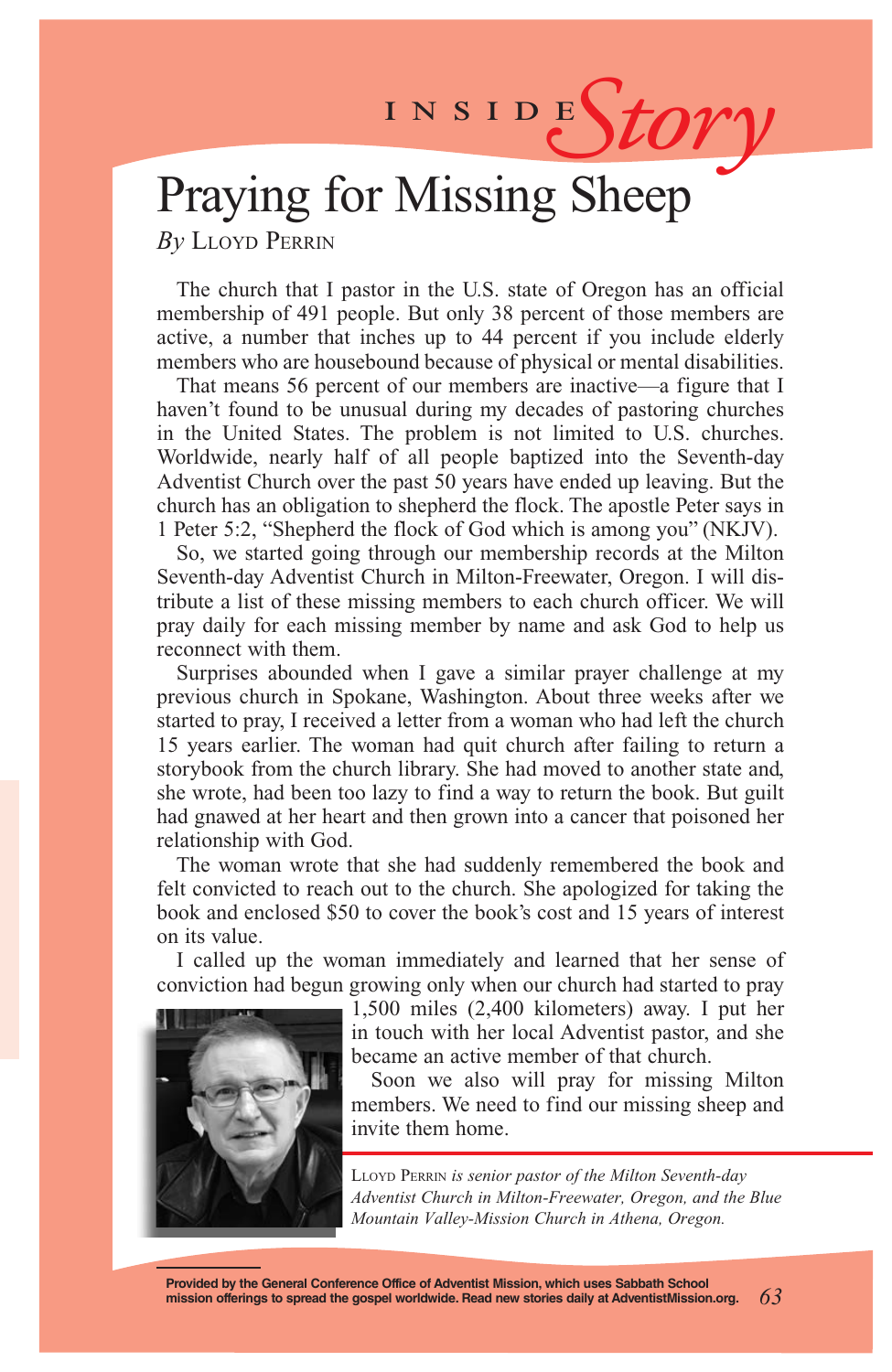INSIDE *Story*

# Praying for Missing Sheep

*By* Lloyd Perrin

The church that I pastor in the U.S. state of Oregon has an official membership of 491 people. But only 38 percent of those members are active, a number that inches up to 44 percent if you include elderly members who are housebound because of physical or mental disabilities.

That means 56 percent of our members are inactive—a figure that I haven't found to be unusual during my decades of pastoring churches in the United States. The problem is not limited to U.S. churches. Worldwide, nearly half of all people baptized into the Seventh-day Adventist Church over the past 50 years have ended up leaving. But the church has an obligation to shepherd the flock. The apostle Peter says in 1 Peter 5:2, "Shepherd the flock of God which is among you" (NKJV).

So, we started going through our membership records at the Milton Seventh-day Adventist Church in Milton-Freewater, Oregon. I will distribute a list of these missing members to each church officer. We will pray daily for each missing member by name and ask God to help us reconnect with them.

Surprises abounded when I gave a similar prayer challenge at my previous church in Spokane, Washington. About three weeks after we started to pray, I received a letter from a woman who had left the church 15 years earlier. The woman had quit church after failing to return a storybook from the church library. She had moved to another state and, she wrote, had been too lazy to find a way to return the book. But guilt had gnawed at her heart and then grown into a cancer that poisoned her relationship with God.

The woman wrote that she had suddenly remembered the book and felt convicted to reach out to the church. She apologized for taking the book and enclosed $50 to cover the book's cost and 15 years of interest on its value.

I called up the woman immediately and learned that her sense of conviction had begun growing only when our church had started to pray 1,500 miles (2,400 kilometers) away. I put her in touch with her local Adventist pastor, and she became an active member of that church.

Soon we also will pray for missing Milton members. We need to find our missing sheep and invite them home.

Lloyd Perrin *is senior pastor of the Milton Seventh-day Adventist Church in Milton-Freewater, Oregon, and the Blue Mountain Valley-Mission Church in Athena, Oregon.*

**Provided by the General Conference Office of Adventist Mission, which uses Sabbath School mission offerings to spread the gospel worldwide. Read new stories daily at AdventistMission.org.**